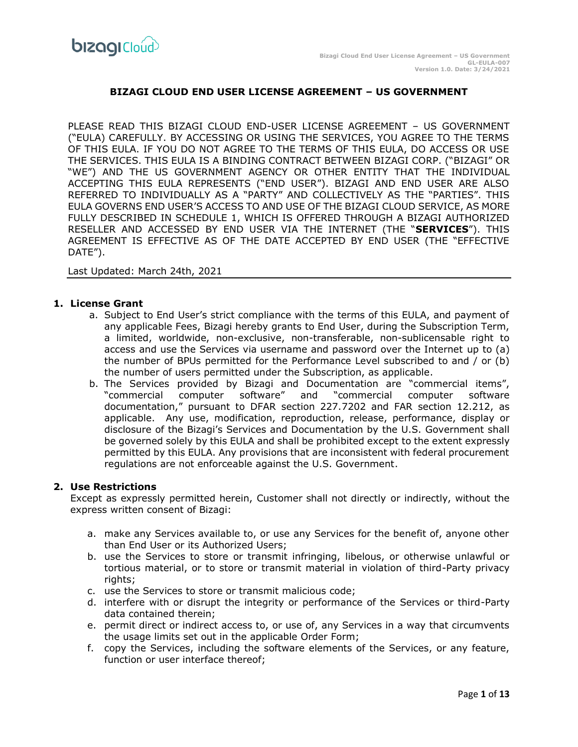# BIZAGI CLOUD END USER LICENSE AGREEMENT – US GOVERNMENT

PLEASE READ THIS BIZAGI CLOUD END-USER LICENSE AGREEMENT – US GOVERNMENT ("EULA) CAREFULLY. BY ACCESSING OR USING THE SERVICES, YOU AGREE TO THE TERMS OF THIS EULA. IF YOU DO NOT AGREE TO THE TERMS OF THIS EULA, DO ACCESS OR USE THE SERVICES. THIS EULA IS A BINDING CONTRACT BETWEEN BIZAGI CORP. ("BIZAGI" OR "WE") AND THE US GOVERNMENT AGENCY OR OTHER ENTITY THAT THE INDIVIDUAL ACCEPTING THIS EULA REPRESENTS ("END USER"). BIZAGI AND END USER ARE ALSO REFERRED TO INDIVIDUALLY AS A "PARTY" AND COLLECTIVELY AS THE "PARTIES". THIS EULA GOVERNS END USER'S ACCESS TO AND USE OF THE BIZAGI CLOUD SERVICE, AS MORE FULLY DESCRIBED IN SCHEDULE 1, WHICH IS OFFERED THROUGH A BIZAGI AUTHORIZED RESELLER AND ACCESSED BY END USER VIA THE INTERNET (THE "**SERVICES**"). THIS AGREEMENT IS EFFECTIVE AS OF THE DATE ACCEPTED BY END USER (THE "EFFECTIVE DATE").

Last Updated: March 24th, 2021

## 1. License Grant

a. Subject to End User's strict compliance with the terms of this EULA, and payment of any applicable Fees, Bizagi hereby grants to End User, during the Subscription Term, a limited, worldwide, non-exclusive, non-transferable, non-sublicensable right to access and use the Services via username and password over the Internet up to (a) the number of BPUs permitted for the Performance Level subscribed to and / or (b) the number of users permitted under the Subscription, as applicable.

b. The Services provided by Bizagi and Documentation are "commercial items", "commercial computer software" and "commercial computer software documentation," pursuant to DFAR section 227.7202 and FAR section 12.212, as applicable. Any use, modification, reproduction, release, performance, display or disclosure of the Bizagi's Services and Documentation by the U.S. Government shall be governed solely by this EULA and shall be prohibited except to the extent expressly permitted by this EULA. Any provisions that are inconsistent with federal procurement regulations are not enforceable against the U.S. Government.

## 2. Use Restrictions

Except as expressly permitted herein, Customer shall not directly or indirectly, without the express written consent of Bizagi:

a. make any Services available to, or use any Services for the benefit of, anyone other than End User or its Authorized Users;

b. use the Services to store or transmit infringing, libelous, or otherwise unlawful or tortious material, or to store or transmit material in violation of third-Party privacy rights;

c. use the Services to store or transmit malicious code;

d. interfere with or disrupt the integrity or performance of the Services or third-Party data contained therein;

e. permit direct or indirect access to, or use of, any Services in a way that circumvents the usage limits set out in the applicable Order Form;

f. copy the Services, including the software elements of the Services, or any feature, function or user interface thereof;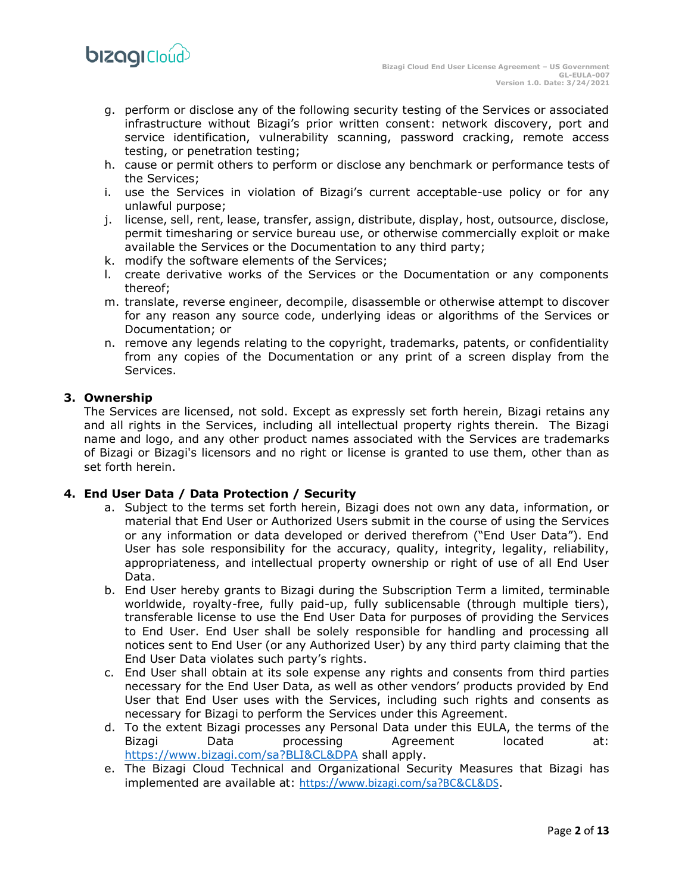g. perform or disclose any of the following security testing of the Services or associated infrastructure without Bizagi's prior written consent: network discovery, port and service identification, vulnerability scanning, password cracking, remote access testing, or penetration testing;
h. cause or permit others to perform or disclose any benchmark or performance tests of the Services;
i. use the Services in violation of Bizagi's current acceptable-use policy or for any unlawful purpose;
j. license, sell, rent, lease, transfer, assign, distribute, display, host, outsource, disclose, permit timesharing or service bureau use, or otherwise commercially exploit or make available the Services or the Documentation to any third party;
k. modify the software elements of the Services;
l. create derivative works of the Services or the Documentation or any components thereof;
m. translate, reverse engineer, decompile, disassemble or otherwise attempt to discover for any reason any source code, underlying ideas or algorithms of the Services or Documentation; or
n. remove any legends relating to the copyright, trademarks, patents, or confidentiality from any copies of the Documentation or any print of a screen display from the Services.

## 3. Ownership

The Services are licensed, not sold. Except as expressly set forth herein, Bizagi retains any and all rights in the Services, including all intellectual property rights therein. The Bizagi name and logo, and any other product names associated with the Services are trademarks of Bizagi or Bizagi's licensors and no right or license is granted to use them, other than as set forth herein.

## 4. End User Data / Data Protection / Security

a. Subject to the terms set forth herein, Bizagi does not own any data, information, or material that End User or Authorized Users submit in the course of using the Services or any information or data developed or derived therefrom ("End User Data"). End User has sole responsibility for the accuracy, quality, integrity, legality, reliability, appropriateness, and intellectual property ownership or right of use of all End User Data.
b. End User hereby grants to Bizagi during the Subscription Term a limited, terminable worldwide, royalty-free, fully paid-up, fully sublicensable (through multiple tiers), transferable license to use the End User Data for purposes of providing the Services to End User. End User shall be solely responsible for handling and processing all notices sent to End User (or any Authorized User) by any third party claiming that the End User Data violates such party's rights.
c. End User shall obtain at its sole expense any rights and consents from third parties necessary for the End User Data, as well as other vendors' products provided by End User that End User uses with the Services, including such rights and consents as necessary for Bizagi to perform the Services under this Agreement.
d. To the extent Bizagi processes any Personal Data under this EULA, the terms of the Bizagi Data processing Agreement located at: https://www.bizagi.com/sa?BLI&CL&DPA shall apply.
e. The Bizagi Cloud Technical and Organizational Security Measures that Bizagi has implemented are available at: https://www.bizagi.com/sa?BC&CL&DS.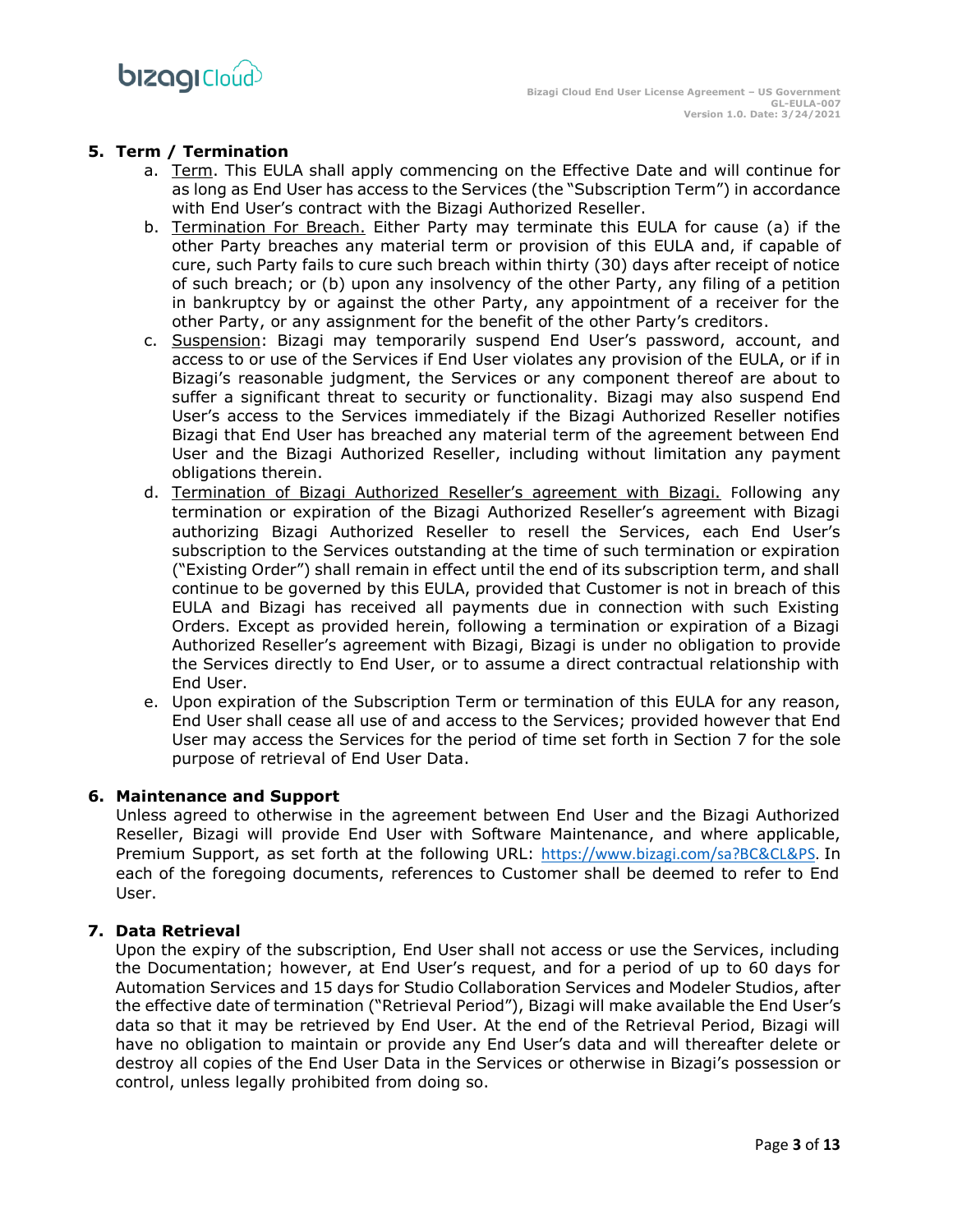## 5. Term / Termination

a. Term. This EULA shall apply commencing on the Effective Date and will continue for as long as End User has access to the Services (the "Subscription Term") in accordance with End User's contract with the Bizagi Authorized Reseller.

b. Termination For Breach. Either Party may terminate this EULA for cause (a) if the other Party breaches any material term or provision of this EULA and, if capable of cure, such Party fails to cure such breach within thirty (30) days after receipt of notice of such breach; or (b) upon any insolvency of the other Party, any filing of a petition in bankruptcy by or against the other Party, any appointment of a receiver for the other Party, or any assignment for the benefit of the other Party's creditors.

c. Suspension: Bizagi may temporarily suspend End User's password, account, and access to or use of the Services if End User violates any provision of the EULA, or if in Bizagi's reasonable judgment, the Services or any component thereof are about to suffer a significant threat to security or functionality. Bizagi may also suspend End User's access to the Services immediately if the Bizagi Authorized Reseller notifies Bizagi that End User has breached any material term of the agreement between End User and the Bizagi Authorized Reseller, including without limitation any payment obligations therein.

d. Termination of Bizagi Authorized Reseller's agreement with Bizagi. Following any termination or expiration of the Bizagi Authorized Reseller's agreement with Bizagi authorizing Bizagi Authorized Reseller to resell the Services, each End User's subscription to the Services outstanding at the time of such termination or expiration ("Existing Order") shall remain in effect until the end of its subscription term, and shall continue to be governed by this EULA, provided that Customer is not in breach of this EULA and Bizagi has received all payments due in connection with such Existing Orders. Except as provided herein, following a termination or expiration of a Bizagi Authorized Reseller's agreement with Bizagi, Bizagi is under no obligation to provide the Services directly to End User, or to assume a direct contractual relationship with End User.

e. Upon expiration of the Subscription Term or termination of this EULA for any reason, End User shall cease all use of and access to the Services; provided however that End User may access the Services for the period of time set forth in Section 7 for the sole purpose of retrieval of End User Data.

## 6. Maintenance and Support

Unless agreed to otherwise in the agreement between End User and the Bizagi Authorized Reseller, Bizagi will provide End User with Software Maintenance, and where applicable, Premium Support, as set forth at the following URL: https://www.bizagi.com/sa?BC&CL&PS. In each of the foregoing documents, references to Customer shall be deemed to refer to End User.

## 7. Data Retrieval

Upon the expiry of the subscription, End User shall not access or use the Services, including the Documentation; however, at End User's request, and for a period of up to 60 days for Automation Services and 15 days for Studio Collaboration Services and Modeler Studios, after the effective date of termination ("Retrieval Period"), Bizagi will make available the End User's data so that it may be retrieved by End User. At the end of the Retrieval Period, Bizagi will have no obligation to maintain or provide any End User's data and will thereafter delete or destroy all copies of the End User Data in the Services or otherwise in Bizagi's possession or control, unless legally prohibited from doing so.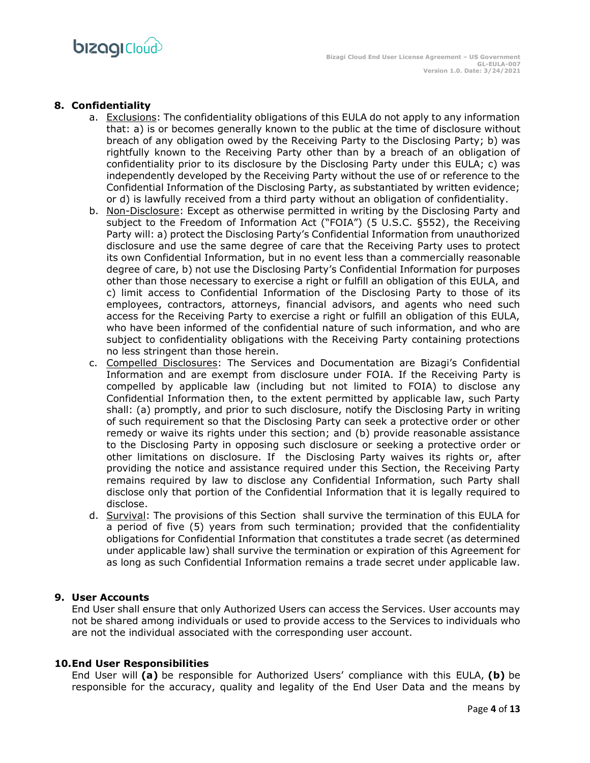## 8. Confidentiality

a. Exclusions: The confidentiality obligations of this EULA do not apply to any information that: a) is or becomes generally known to the public at the time of disclosure without breach of any obligation owed by the Receiving Party to the Disclosing Party; b) was rightfully known to the Receiving Party other than by a breach of an obligation of confidentiality prior to its disclosure by the Disclosing Party under this EULA; c) was independently developed by the Receiving Party without the use of or reference to the Confidential Information of the Disclosing Party, as substantiated by written evidence; or d) is lawfully received from a third party without an obligation of confidentiality.

b. Non-Disclosure: Except as otherwise permitted in writing by the Disclosing Party and subject to the Freedom of Information Act ("FOIA") (5 U.S.C. §552), the Receiving Party will: a) protect the Disclosing Party's Confidential Information from unauthorized disclosure and use the same degree of care that the Receiving Party uses to protect its own Confidential Information, but in no event less than a commercially reasonable degree of care, b) not use the Disclosing Party's Confidential Information for purposes other than those necessary to exercise a right or fulfill an obligation of this EULA, and c) limit access to Confidential Information of the Disclosing Party to those of its employees, contractors, attorneys, financial advisors, and agents who need such access for the Receiving Party to exercise a right or fulfill an obligation of this EULA, who have been informed of the confidential nature of such information, and who are subject to confidentiality obligations with the Receiving Party containing protections no less stringent than those herein.

c. Compelled Disclosures: The Services and Documentation are Bizagi's Confidential Information and are exempt from disclosure under FOIA. If the Receiving Party is compelled by applicable law (including but not limited to FOIA) to disclose any Confidential Information then, to the extent permitted by applicable law, such Party shall: (a) promptly, and prior to such disclosure, notify the Disclosing Party in writing of such requirement so that the Disclosing Party can seek a protective order or other remedy or waive its rights under this section; and (b) provide reasonable assistance to the Disclosing Party in opposing such disclosure or seeking a protective order or other limitations on disclosure. If the Disclosing Party waives its rights or, after providing the notice and assistance required under this Section, the Receiving Party remains required by law to disclose any Confidential Information, such Party shall disclose only that portion of the Confidential Information that it is legally required to disclose.

d. Survival: The provisions of this Section shall survive the termination of this EULA for a period of five (5) years from such termination; provided that the confidentiality obligations for Confidential Information that constitutes a trade secret (as determined under applicable law) shall survive the termination or expiration of this Agreement for as long as such Confidential Information remains a trade secret under applicable law.

## 9. User Accounts

End User shall ensure that only Authorized Users can access the Services. User accounts may not be shared among individuals or used to provide access to the Services to individuals who are not the individual associated with the corresponding user account.

## 10. End User Responsibilities

End User will **(a)** be responsible for Authorized Users' compliance with this EULA, **(b)** be responsible for the accuracy, quality and legality of the End User Data and the means by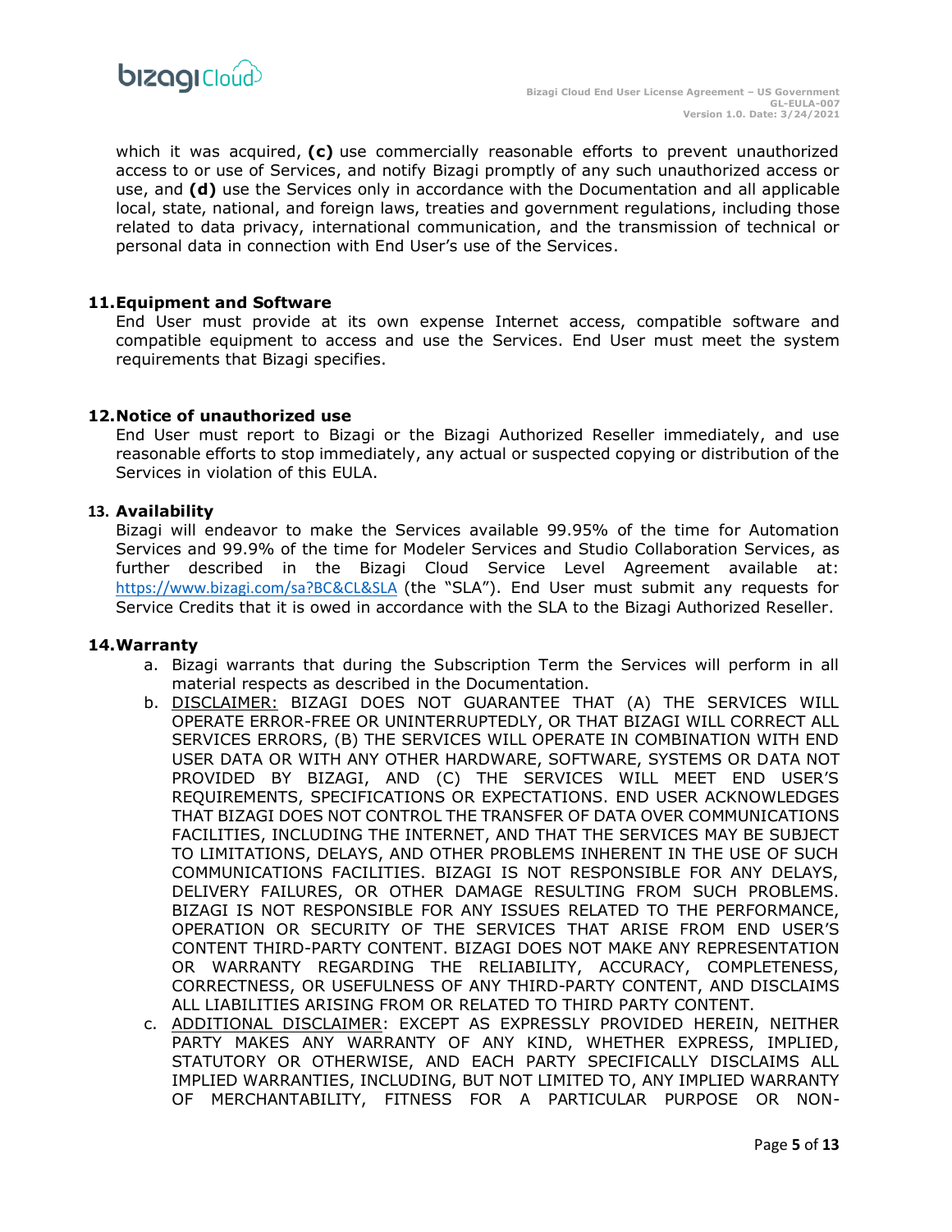which it was acquired, **(c)** use commercially reasonable efforts to prevent unauthorized access to or use of Services, and notify Bizagi promptly of any such unauthorized access or use, and **(d)** use the Services only in accordance with the Documentation and all applicable local, state, national, and foreign laws, treaties and government regulations, including those related to data privacy, international communication, and the transmission of technical or personal data in connection with End User's use of the Services.

## 11. Equipment and Software

End User must provide at its own expense Internet access, compatible software and compatible equipment to access and use the Services. End User must meet the system requirements that Bizagi specifies.

## 12. Notice of unauthorized use

End User must report to Bizagi or the Bizagi Authorized Reseller immediately, and use reasonable efforts to stop immediately, any actual or suspected copying or distribution of the Services in violation of this EULA.

## 13. Availability

Bizagi will endeavor to make the Services available 99.95% of the time for Automation Services and 99.9% of the time for Modeler Services and Studio Collaboration Services, as further described in the Bizagi Cloud Service Level Agreement available at: https://www.bizagi.com/sa?BC&CL&SLA (the "SLA"). End User must submit any requests for Service Credits that it is owed in accordance with the SLA to the Bizagi Authorized Reseller.

## 14. Warranty

a. Bizagi warrants that during the Subscription Term the Services will perform in all material respects as described in the Documentation.

b. DISCLAIMER: BIZAGI DOES NOT GUARANTEE THAT (A) THE SERVICES WILL OPERATE ERROR-FREE OR UNINTERRUPTEDLY, OR THAT BIZAGI WILL CORRECT ALL SERVICES ERRORS, (B) THE SERVICES WILL OPERATE IN COMBINATION WITH END USER DATA OR WITH ANY OTHER HARDWARE, SOFTWARE, SYSTEMS OR DATA NOT PROVIDED BY BIZAGI, AND (C) THE SERVICES WILL MEET END USER'S REQUIREMENTS, SPECIFICATIONS OR EXPECTATIONS. END USER ACKNOWLEDGES THAT BIZAGI DOES NOT CONTROL THE TRANSFER OF DATA OVER COMMUNICATIONS FACILITIES, INCLUDING THE INTERNET, AND THAT THE SERVICES MAY BE SUBJECT TO LIMITATIONS, DELAYS, AND OTHER PROBLEMS INHERENT IN THE USE OF SUCH COMMUNICATIONS FACILITIES. BIZAGI IS NOT RESPONSIBLE FOR ANY DELAYS, DELIVERY FAILURES, OR OTHER DAMAGE RESULTING FROM SUCH PROBLEMS. BIZAGI IS NOT RESPONSIBLE FOR ANY ISSUES RELATED TO THE PERFORMANCE, OPERATION OR SECURITY OF THE SERVICES THAT ARISE FROM END USER'S CONTENT THIRD-PARTY CONTENT. BIZAGI DOES NOT MAKE ANY REPRESENTATION OR WARRANTY REGARDING THE RELIABILITY, ACCURACY, COMPLETENESS, CORRECTNESS, OR USEFULNESS OF ANY THIRD-PARTY CONTENT, AND DISCLAIMS ALL LIABILITIES ARISING FROM OR RELATED TO THIRD PARTY CONTENT.

c. ADDITIONAL DISCLAIMER: EXCEPT AS EXPRESSLY PROVIDED HEREIN, NEITHER PARTY MAKES ANY WARRANTY OF ANY KIND, WHETHER EXPRESS, IMPLIED, STATUTORY OR OTHERWISE, AND EACH PARTY SPECIFICALLY DISCLAIMS ALL IMPLIED WARRANTIES, INCLUDING, BUT NOT LIMITED TO, ANY IMPLIED WARRANTY OF MERCHANTABILITY, FITNESS FOR A PARTICULAR PURPOSE OR NON-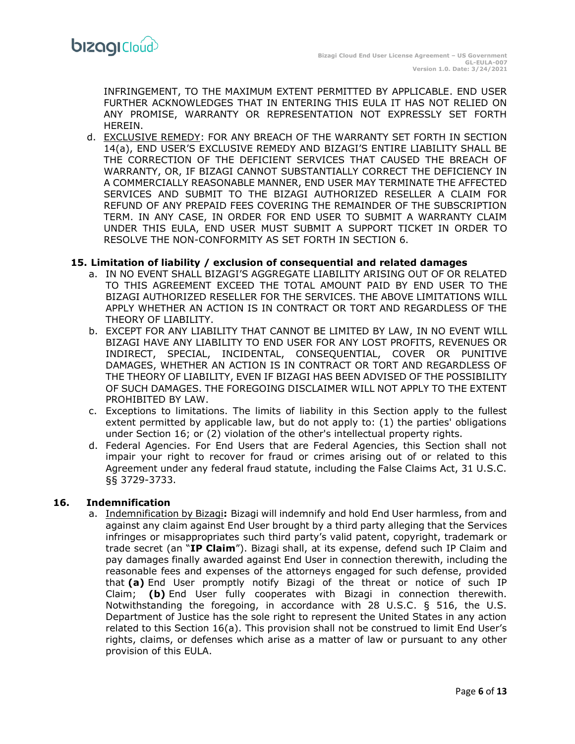INFRINGEMENT, TO THE MAXIMUM EXTENT PERMITTED BY APPLICABLE. END USER FURTHER ACKNOWLEDGES THAT IN ENTERING THIS EULA IT HAS NOT RELIED ON ANY PROMISE, WARRANTY OR REPRESENTATION NOT EXPRESSLY SET FORTH HEREIN.

d. <u>EXCLUSIVE REMEDY</u>: FOR ANY BREACH OF THE WARRANTY SET FORTH IN SECTION 14(a), END USER'S EXCLUSIVE REMEDY AND BIZAGI'S ENTIRE LIABILITY SHALL BE THE CORRECTION OF THE DEFICIENT SERVICES THAT CAUSED THE BREACH OF WARRANTY, OR, IF BIZAGI CANNOT SUBSTANTIALLY CORRECT THE DEFICIENCY IN A COMMERCIALLY REASONABLE MANNER, END USER MAY TERMINATE THE AFFECTED SERVICES AND SUBMIT TO THE BIZAGI AUTHORIZED RESELLER A CLAIM FOR REFUND OF ANY PREPAID FEES COVERING THE REMAINDER OF THE SUBSCRIPTION TERM. IN ANY CASE, IN ORDER FOR END USER TO SUBMIT A WARRANTY CLAIM UNDER THIS EULA, END USER MUST SUBMIT A SUPPORT TICKET IN ORDER TO RESOLVE THE NON-CONFORMITY AS SET FORTH IN SECTION 6.

### 15. Limitation of liability / exclusion of consequential and related damages

a. IN NO EVENT SHALL BIZAGI'S AGGREGATE LIABILITY ARISING OUT OF OR RELATED TO THIS AGREEMENT EXCEED THE TOTAL AMOUNT PAID BY END USER TO THE BIZAGI AUTHORIZED RESELLER FOR THE SERVICES. THE ABOVE LIMITATIONS WILL APPLY WHETHER AN ACTION IS IN CONTRACT OR TORT AND REGARDLESS OF THE THEORY OF LIABILITY.

b. EXCEPT FOR ANY LIABILITY THAT CANNOT BE LIMITED BY LAW, IN NO EVENT WILL BIZAGI HAVE ANY LIABILITY TO END USER FOR ANY LOST PROFITS, REVENUES OR INDIRECT, SPECIAL, INCIDENTAL, CONSEQUENTIAL, COVER OR PUNITIVE DAMAGES, WHETHER AN ACTION IS IN CONTRACT OR TORT AND REGARDLESS OF THE THEORY OF LIABILITY, EVEN IF BIZAGI HAS BEEN ADVISED OF THE POSSIBILITY OF SUCH DAMAGES. THE FOREGOING DISCLAIMER WILL NOT APPLY TO THE EXTENT PROHIBITED BY LAW.

c. Exceptions to limitations. The limits of liability in this Section apply to the fullest extent permitted by applicable law, but do not apply to: (1) the parties' obligations under Section 16; or (2) violation of the other's intellectual property rights.

d. Federal Agencies. For End Users that are Federal Agencies, this Section shall not impair your right to recover for fraud or crimes arising out of or related to this Agreement under any federal fraud statute, including the False Claims Act, 31 U.S.C. §§ 3729-3733.

### 16. Indemnification

a. <u>Indemnification by Bizagi</u>**:** Bizagi will indemnify and hold End User harmless, from and against any claim against End User brought by a third party alleging that the Services infringes or misappropriates such third party's valid patent, copyright, trademark or trade secret (an "**IP Claim**"). Bizagi shall, at its expense, defend such IP Claim and pay damages finally awarded against End User in connection therewith, including the reasonable fees and expenses of the attorneys engaged for such defense, provided that **(a)** End User promptly notify Bizagi of the threat or notice of such IP Claim; **(b)** End User fully cooperates with Bizagi in connection therewith. Notwithstanding the foregoing, in accordance with 28 U.S.C. § 516, the U.S. Department of Justice has the sole right to represent the United States in any action related to this Section 16(a). This provision shall not be construed to limit End User's rights, claims, or defenses which arise as a matter of law or pursuant to any other provision of this EULA.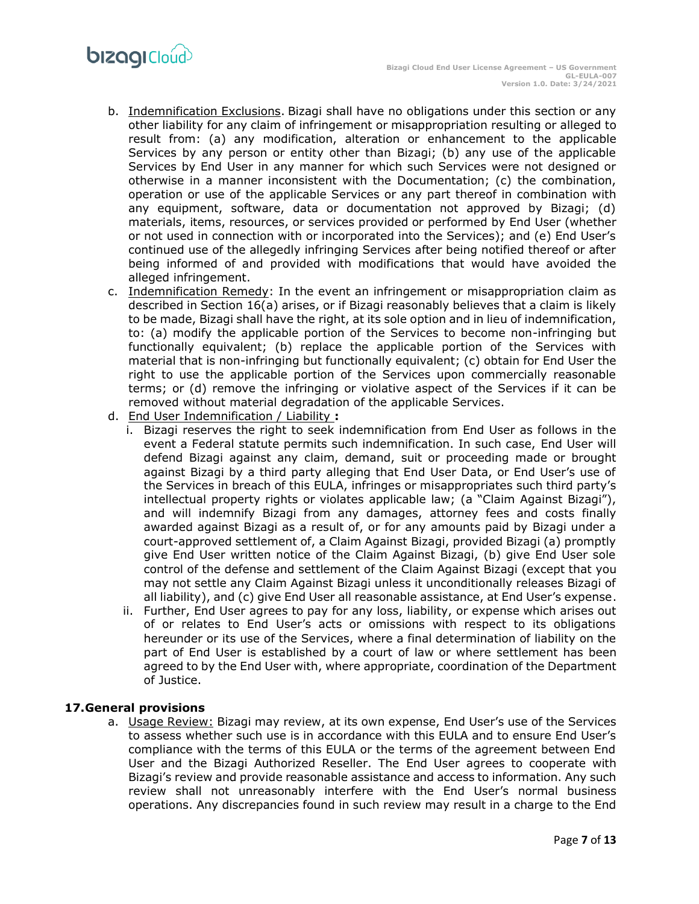b. <u>Indemnification Exclusions</u>. Bizagi shall have no obligations under this section or any other liability for any claim of infringement or misappropriation resulting or alleged to result from: (a) any modification, alteration or enhancement to the applicable Services by any person or entity other than Bizagi; (b) any use of the applicable Services by End User in any manner for which such Services were not designed or otherwise in a manner inconsistent with the Documentation; (c) the combination, operation or use of the applicable Services or any part thereof in combination with any equipment, software, data or documentation not approved by Bizagi; (d) materials, items, resources, or services provided or performed by End User (whether or not used in connection with or incorporated into the Services); and (e) End User's continued use of the allegedly infringing Services after being notified thereof or after being informed of and provided with modifications that would have avoided the alleged infringement.

c. <u>Indemnification Remedy</u>: In the event an infringement or misappropriation claim as described in Section 16(a) arises, or if Bizagi reasonably believes that a claim is likely to be made, Bizagi shall have the right, at its sole option and in lieu of indemnification, to: (a) modify the applicable portion of the Services to become non-infringing but functionally equivalent; (b) replace the applicable portion of the Services with material that is non-infringing but functionally equivalent; (c) obtain for End User the right to use the applicable portion of the Services upon commercially reasonable terms; or (d) remove the infringing or violative aspect of the Services if it can be removed without material degradation of the applicable Services.

d. <u>End User Indemnification / Liability</u> **:**

   i. Bizagi reserves the right to seek indemnification from End User as follows in the event a Federal statute permits such indemnification. In such case, End User will defend Bizagi against any claim, demand, suit or proceeding made or brought against Bizagi by a third party alleging that End User Data, or End User's use of the Services in breach of this EULA, infringes or misappropriates such third party's intellectual property rights or violates applicable law; (a "Claim Against Bizagi"), and will indemnify Bizagi from any damages, attorney fees and costs finally awarded against Bizagi as a result of, or for any amounts paid by Bizagi under a court-approved settlement of, a Claim Against Bizagi, provided Bizagi (a) promptly give End User written notice of the Claim Against Bizagi, (b) give End User sole control of the defense and settlement of the Claim Against Bizagi (except that you may not settle any Claim Against Bizagi unless it unconditionally releases Bizagi of all liability), and (c) give End User all reasonable assistance, at End User's expense.

   ii. Further, End User agrees to pay for any loss, liability, or expense which arises out of or relates to End User's acts or omissions with respect to its obligations hereunder or its use of the Services, where a final determination of liability on the part of End User is established by a court of law or where settlement has been agreed to by the End User with, where appropriate, coordination of the Department of Justice.

## 17. General provisions

a. <u>Usage Review:</u> Bizagi may review, at its own expense, End User's use of the Services to assess whether such use is in accordance with this EULA and to ensure End User's compliance with the terms of this EULA or the terms of the agreement between End User and the Bizagi Authorized Reseller. The End User agrees to cooperate with Bizagi's review and provide reasonable assistance and access to information. Any such review shall not unreasonably interfere with the End User's normal business operations. Any discrepancies found in such review may result in a charge to the End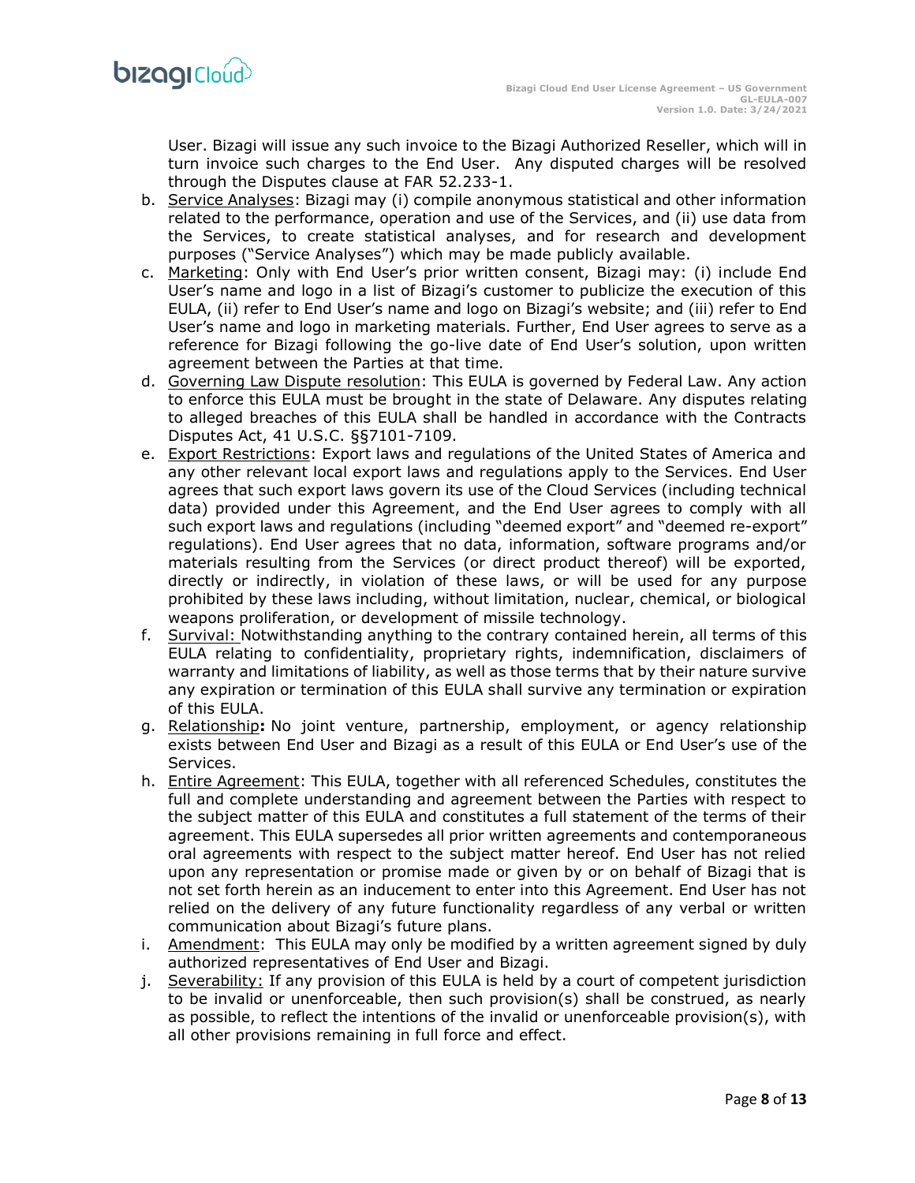User. Bizagi will issue any such invoice to the Bizagi Authorized Reseller, which will in turn invoice such charges to the End User. Any disputed charges will be resolved through the Disputes clause at FAR 52.233-1.

b. Service Analyses: Bizagi may (i) compile anonymous statistical and other information related to the performance, operation and use of the Services, and (ii) use data from the Services, to create statistical analyses, and for research and development purposes ("Service Analyses") which may be made publicly available.

c. Marketing: Only with End User's prior written consent, Bizagi may: (i) include End User's name and logo in a list of Bizagi's customer to publicize the execution of this EULA, (ii) refer to End User's name and logo on Bizagi's website; and (iii) refer to End User's name and logo in marketing materials. Further, End User agrees to serve as a reference for Bizagi following the go-live date of End User's solution, upon written agreement between the Parties at that time.

d. Governing Law Dispute resolution: This EULA is governed by Federal Law. Any action to enforce this EULA must be brought in the state of Delaware. Any disputes relating to alleged breaches of this EULA shall be handled in accordance with the Contracts Disputes Act, 41 U.S.C. §§7101-7109.

e. Export Restrictions: Export laws and regulations of the United States of America and any other relevant local export laws and regulations apply to the Services. End User agrees that such export laws govern its use of the Cloud Services (including technical data) provided under this Agreement, and the End User agrees to comply with all such export laws and regulations (including "deemed export" and "deemed re-export" regulations). End User agrees that no data, information, software programs and/or materials resulting from the Services (or direct product thereof) will be exported, directly or indirectly, in violation of these laws, or will be used for any purpose prohibited by these laws including, without limitation, nuclear, chemical, or biological weapons proliferation, or development of missile technology.

f. Survival: Notwithstanding anything to the contrary contained herein, all terms of this EULA relating to confidentiality, proprietary rights, indemnification, disclaimers of warranty and limitations of liability, as well as those terms that by their nature survive any expiration or termination of this EULA shall survive any termination or expiration of this EULA.

g. Relationship**:** No joint venture, partnership, employment, or agency relationship exists between End User and Bizagi as a result of this EULA or End User's use of the Services.

h. Entire Agreement: This EULA, together with all referenced Schedules, constitutes the full and complete understanding and agreement between the Parties with respect to the subject matter of this EULA and constitutes a full statement of the terms of their agreement. This EULA supersedes all prior written agreements and contemporaneous oral agreements with respect to the subject matter hereof. End User has not relied upon any representation or promise made or given by or on behalf of Bizagi that is not set forth herein as an inducement to enter into this Agreement. End User has not relied on the delivery of any future functionality regardless of any verbal or written communication about Bizagi's future plans.

i. Amendment: This EULA may only be modified by a written agreement signed by duly authorized representatives of End User and Bizagi.

j. Severability: If any provision of this EULA is held by a court of competent jurisdiction to be invalid or unenforceable, then such provision(s) shall be construed, as nearly as possible, to reflect the intentions of the invalid or unenforceable provision(s), with all other provisions remaining in full force and effect.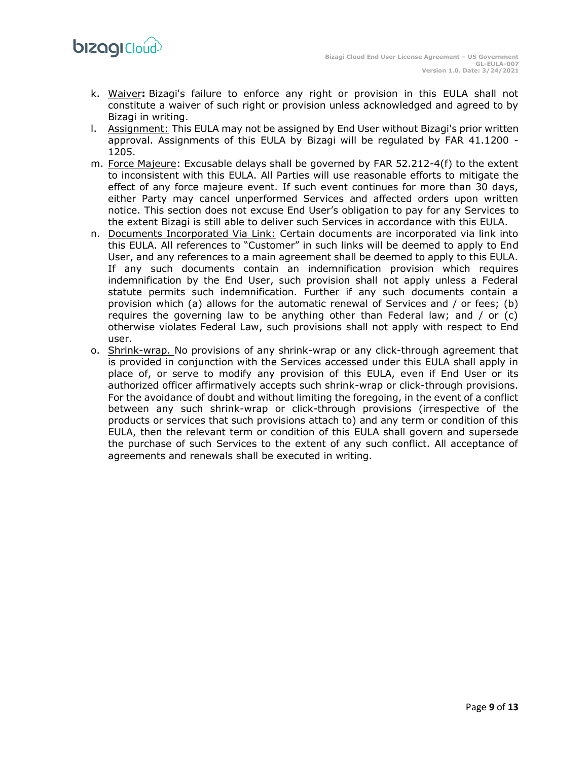k. Waiver**:** Bizagi's failure to enforce any right or provision in this EULA shall not constitute a waiver of such right or provision unless acknowledged and agreed to by Bizagi in writing.

l. Assignment: This EULA may not be assigned by End User without Bizagi's prior written approval. Assignments of this EULA by Bizagi will be regulated by FAR 41.1200 - 1205.

m. Force Majeure: Excusable delays shall be governed by FAR 52.212-4(f) to the extent to inconsistent with this EULA. All Parties will use reasonable efforts to mitigate the effect of any force majeure event. If such event continues for more than 30 days, either Party may cancel unperformed Services and affected orders upon written notice. This section does not excuse End User's obligation to pay for any Services to the extent Bizagi is still able to deliver such Services in accordance with this EULA.

n. Documents Incorporated Via Link: Certain documents are incorporated via link into this EULA. All references to "Customer" in such links will be deemed to apply to End User, and any references to a main agreement shall be deemed to apply to this EULA. If any such documents contain an indemnification provision which requires indemnification by the End User, such provision shall not apply unless a Federal statute permits such indemnification. Further if any such documents contain a provision which (a) allows for the automatic renewal of Services and / or fees; (b) requires the governing law to be anything other than Federal law; and / or (c) otherwise violates Federal Law, such provisions shall not apply with respect to End user.

o. Shrink-wrap. No provisions of any shrink-wrap or any click-through agreement that is provided in conjunction with the Services accessed under this EULA shall apply in place of, or serve to modify any provision of this EULA, even if End User or its authorized officer affirmatively accepts such shrink-wrap or click-through provisions. For the avoidance of doubt and without limiting the foregoing, in the event of a conflict between any such shrink-wrap or click-through provisions (irrespective of the products or services that such provisions attach to) and any term or condition of this EULA, then the relevant term or condition of this EULA shall govern and supersede the purchase of such Services to the extent of any such conflict. All acceptance of agreements and renewals shall be executed in writing.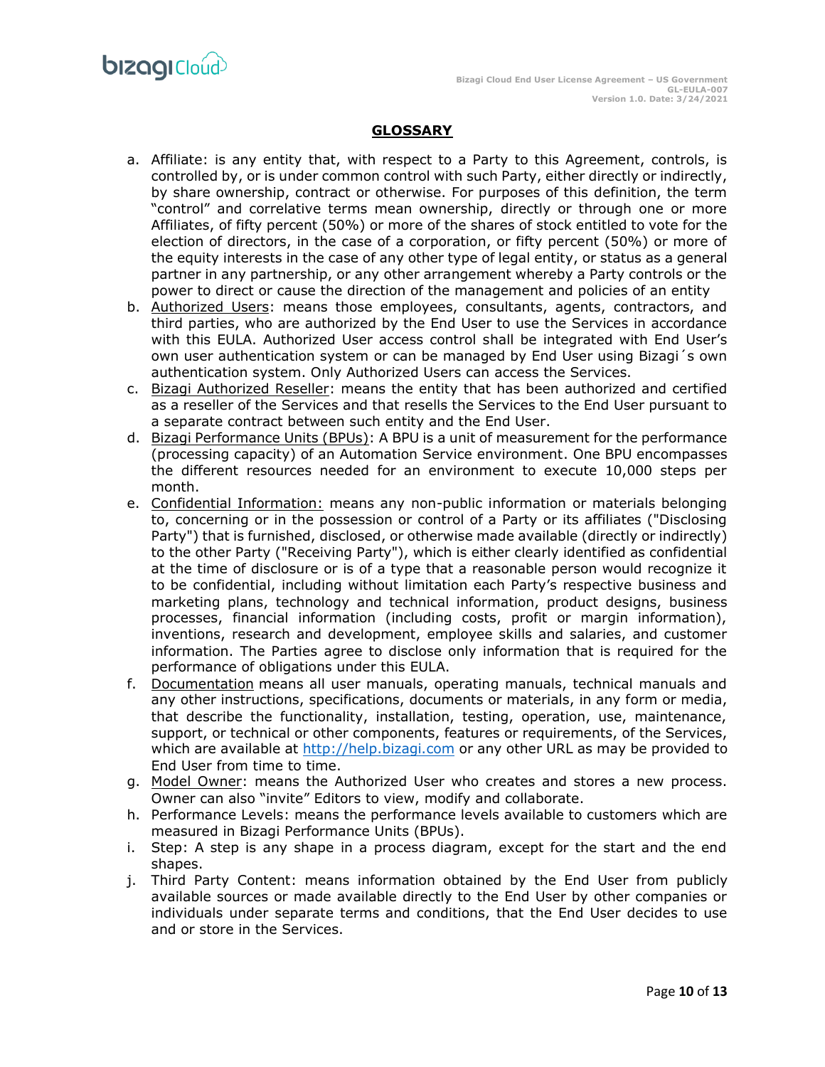## GLOSSARY

a. Affiliate: is any entity that, with respect to a Party to this Agreement, controls, is controlled by, or is under common control with such Party, either directly or indirectly, by share ownership, contract or otherwise. For purposes of this definition, the term "control" and correlative terms mean ownership, directly or through one or more Affiliates, of fifty percent (50%) or more of the shares of stock entitled to vote for the election of directors, in the case of a corporation, or fifty percent (50%) or more of the equity interests in the case of any other type of legal entity, or status as a general partner in any partnership, or any other arrangement whereby a Party controls or the power to direct or cause the direction of the management and policies of an entity

b. Authorized Users: means those employees, consultants, agents, contractors, and third parties, who are authorized by the End User to use the Services in accordance with this EULA. Authorized User access control shall be integrated with End User's own user authentication system or can be managed by End User using Bizagi´s own authentication system. Only Authorized Users can access the Services.

c. Bizagi Authorized Reseller: means the entity that has been authorized and certified as a reseller of the Services and that resells the Services to the End User pursuant to a separate contract between such entity and the End User.

d. Bizagi Performance Units (BPUs): A BPU is a unit of measurement for the performance (processing capacity) of an Automation Service environment. One BPU encompasses the different resources needed for an environment to execute 10,000 steps per month.

e. Confidential Information: means any non-public information or materials belonging to, concerning or in the possession or control of a Party or its affiliates ("Disclosing Party") that is furnished, disclosed, or otherwise made available (directly or indirectly) to the other Party ("Receiving Party"), which is either clearly identified as confidential at the time of disclosure or is of a type that a reasonable person would recognize it to be confidential, including without limitation each Party's respective business and marketing plans, technology and technical information, product designs, business processes, financial information (including costs, profit or margin information), inventions, research and development, employee skills and salaries, and customer information. The Parties agree to disclose only information that is required for the performance of obligations under this EULA.

f. Documentation means all user manuals, operating manuals, technical manuals and any other instructions, specifications, documents or materials, in any form or media, that describe the functionality, installation, testing, operation, use, maintenance, support, or technical or other components, features or requirements, of the Services, which are available at http://help.bizagi.com or any other URL as may be provided to End User from time to time.

g. Model Owner: means the Authorized User who creates and stores a new process. Owner can also "invite" Editors to view, modify and collaborate.

h. Performance Levels: means the performance levels available to customers which are measured in Bizagi Performance Units (BPUs).

i. Step: A step is any shape in a process diagram, except for the start and the end shapes.

j. Third Party Content: means information obtained by the End User from publicly available sources or made available directly to the End User by other companies or individuals under separate terms and conditions, that the End User decides to use and or store in the Services.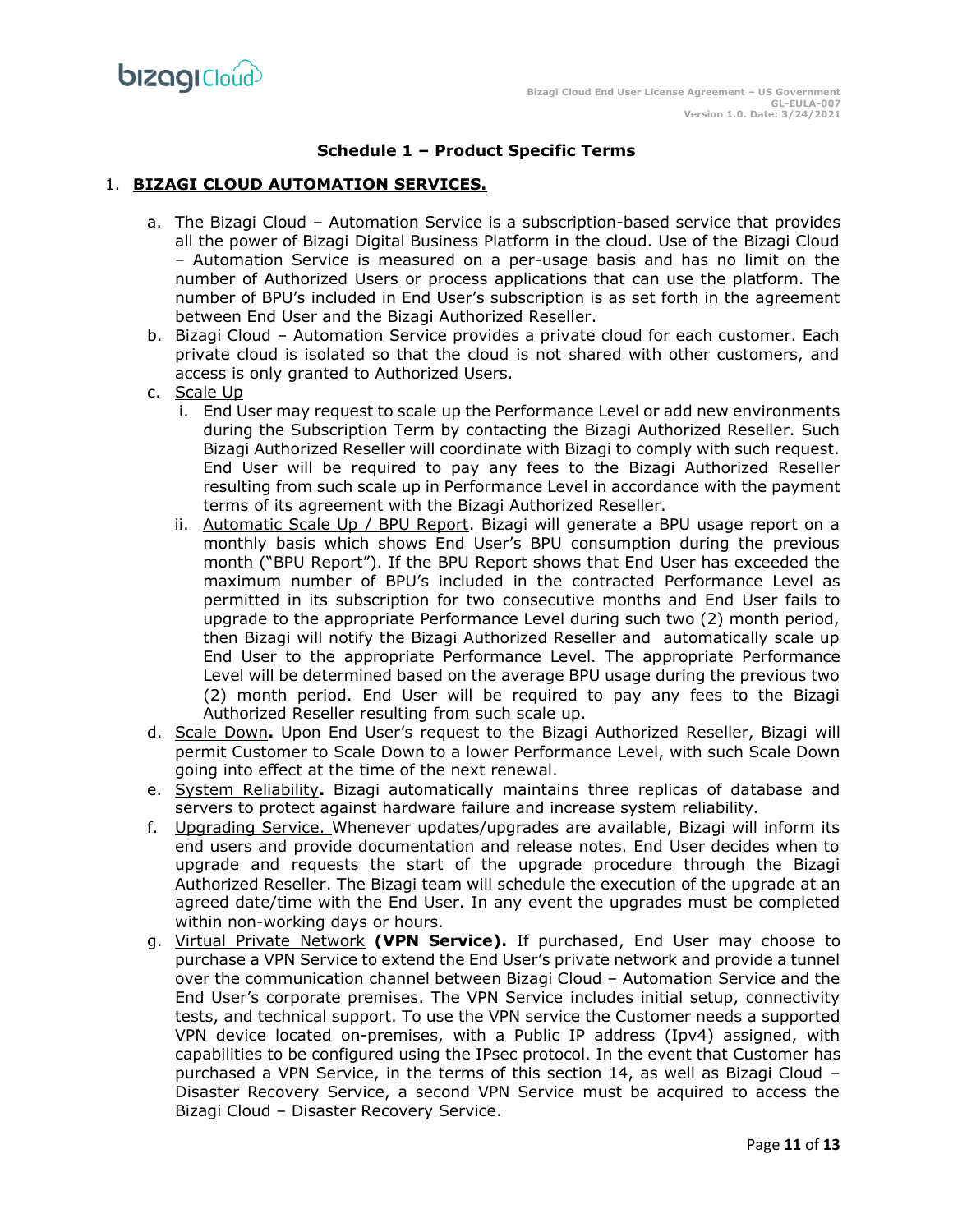### Schedule 1 – Product Specific Terms

1. **BIZAGI CLOUD AUTOMATION SERVICES.**

   a. The Bizagi Cloud – Automation Service is a subscription-based service that provides all the power of Bizagi Digital Business Platform in the cloud. Use of the Bizagi Cloud – Automation Service is measured on a per-usage basis and has no limit on the number of Authorized Users or process applications that can use the platform. The number of BPU's included in End User's subscription is as set forth in the agreement between End User and the Bizagi Authorized Reseller.

   b. Bizagi Cloud – Automation Service provides a private cloud for each customer. Each private cloud is isolated so that the cloud is not shared with other customers, and access is only granted to Authorized Users.

   c. Scale Up

      i. End User may request to scale up the Performance Level or add new environments during the Subscription Term by contacting the Bizagi Authorized Reseller. Such Bizagi Authorized Reseller will coordinate with Bizagi to comply with such request. End User will be required to pay any fees to the Bizagi Authorized Reseller resulting from such scale up in Performance Level in accordance with the payment terms of its agreement with the Bizagi Authorized Reseller.

      ii. Automatic Scale Up / BPU Report. Bizagi will generate a BPU usage report on a monthly basis which shows End User's BPU consumption during the previous month ("BPU Report"). If the BPU Report shows that End User has exceeded the maximum number of BPU's included in the contracted Performance Level as permitted in its subscription for two consecutive months and End User fails to upgrade to the appropriate Performance Level during such two (2) month period, then Bizagi will notify the Bizagi Authorized Reseller and automatically scale up End User to the appropriate Performance Level. The appropriate Performance Level will be determined based on the average BPU usage during the previous two (2) month period. End User will be required to pay any fees to the Bizagi Authorized Reseller resulting from such scale up.

   d. Scale Down**.** Upon End User's request to the Bizagi Authorized Reseller, Bizagi will permit Customer to Scale Down to a lower Performance Level, with such Scale Down going into effect at the time of the next renewal.

   e. System Reliability**.** Bizagi automatically maintains three replicas of database and servers to protect against hardware failure and increase system reliability.

   f. Upgrading Service. Whenever updates/upgrades are available, Bizagi will inform its end users and provide documentation and release notes. End User decides when to upgrade and requests the start of the upgrade procedure through the Bizagi Authorized Reseller. The Bizagi team will schedule the execution of the upgrade at an agreed date/time with the End User. In any event the upgrades must be completed within non-working days or hours.

   g. Virtual Private Network **(VPN Service).** If purchased, End User may choose to purchase a VPN Service to extend the End User's private network and provide a tunnel over the communication channel between Bizagi Cloud – Automation Service and the End User's corporate premises. The VPN Service includes initial setup, connectivity tests, and technical support. To use the VPN service the Customer needs a supported VPN device located on-premises, with a Public IP address (Ipv4) assigned, with capabilities to be configured using the IPsec protocol. In the event that Customer has purchased a VPN Service, in the terms of this section 14, as well as Bizagi Cloud – Disaster Recovery Service, a second VPN Service must be acquired to access the Bizagi Cloud – Disaster Recovery Service.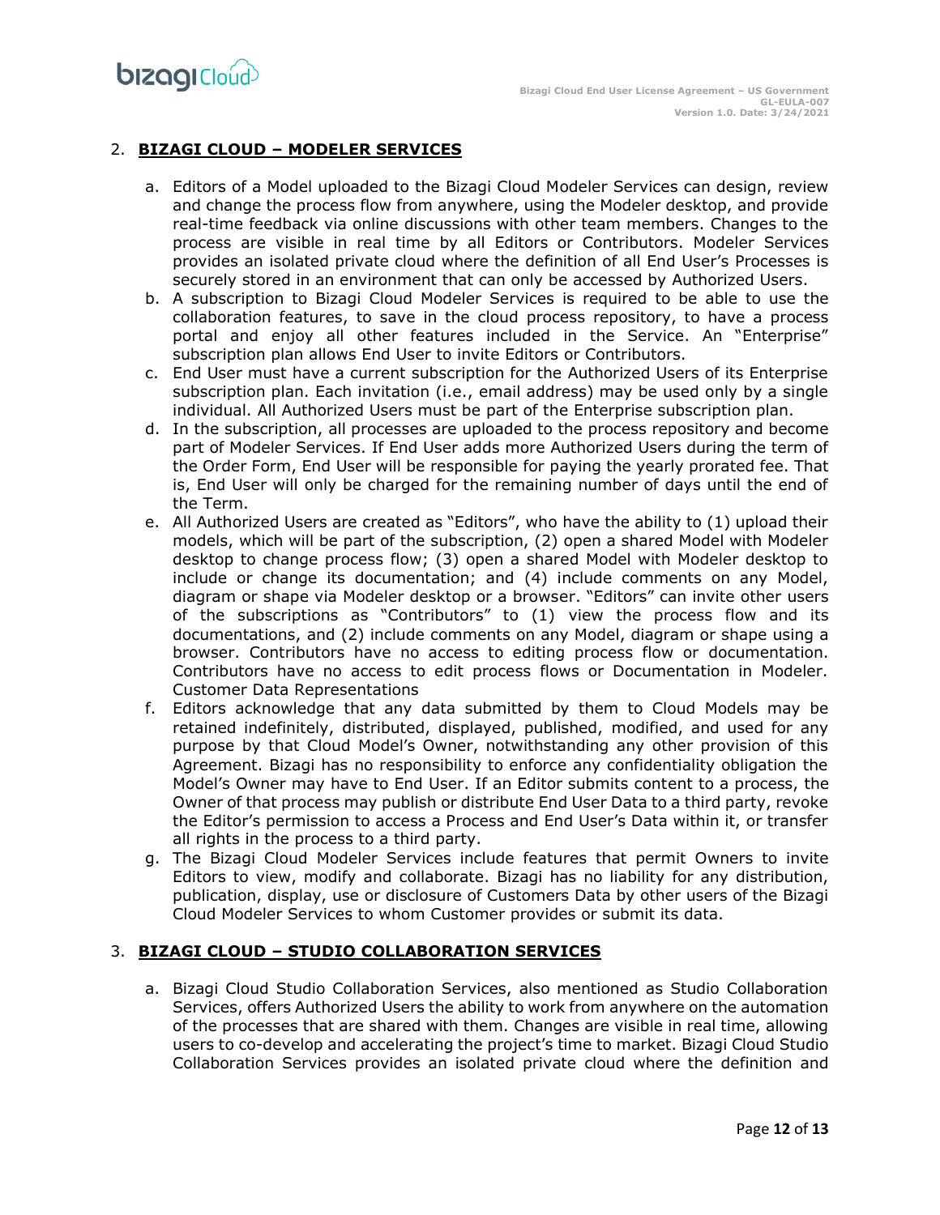## 2. **BIZAGI CLOUD – MODELER SERVICES**

a. Editors of a Model uploaded to the Bizagi Cloud Modeler Services can design, review and change the process flow from anywhere, using the Modeler desktop, and provide real-time feedback via online discussions with other team members. Changes to the process are visible in real time by all Editors or Contributors. Modeler Services provides an isolated private cloud where the definition of all End User's Processes is securely stored in an environment that can only be accessed by Authorized Users.

b. A subscription to Bizagi Cloud Modeler Services is required to be able to use the collaboration features, to save in the cloud process repository, to have a process portal and enjoy all other features included in the Service. An "Enterprise" subscription plan allows End User to invite Editors or Contributors.

c. End User must have a current subscription for the Authorized Users of its Enterprise subscription plan. Each invitation (i.e., email address) may be used only by a single individual. All Authorized Users must be part of the Enterprise subscription plan.

d. In the subscription, all processes are uploaded to the process repository and become part of Modeler Services. If End User adds more Authorized Users during the term of the Order Form, End User will be responsible for paying the yearly prorated fee. That is, End User will only be charged for the remaining number of days until the end of the Term.

e. All Authorized Users are created as "Editors", who have the ability to (1) upload their models, which will be part of the subscription, (2) open a shared Model with Modeler desktop to change process flow; (3) open a shared Model with Modeler desktop to include or change its documentation; and (4) include comments on any Model, diagram or shape via Modeler desktop or a browser. "Editors" can invite other users of the subscriptions as "Contributors" to (1) view the process flow and its documentations, and (2) include comments on any Model, diagram or shape using a browser. Contributors have no access to editing process flow or documentation. Contributors have no access to edit process flows or Documentation in Modeler. Customer Data Representations

f. Editors acknowledge that any data submitted by them to Cloud Models may be retained indefinitely, distributed, displayed, published, modified, and used for any purpose by that Cloud Model's Owner, notwithstanding any other provision of this Agreement. Bizagi has no responsibility to enforce any confidentiality obligation the Model's Owner may have to End User. If an Editor submits content to a process, the Owner of that process may publish or distribute End User Data to a third party, revoke the Editor's permission to access a Process and End User's Data within it, or transfer all rights in the process to a third party.

g. The Bizagi Cloud Modeler Services include features that permit Owners to invite Editors to view, modify and collaborate. Bizagi has no liability for any distribution, publication, display, use or disclosure of Customers Data by other users of the Bizagi Cloud Modeler Services to whom Customer provides or submit its data.

## 3. **BIZAGI CLOUD – STUDIO COLLABORATION SERVICES**

a. Bizagi Cloud Studio Collaboration Services, also mentioned as Studio Collaboration Services, offers Authorized Users the ability to work from anywhere on the automation of the processes that are shared with them. Changes are visible in real time, allowing users to co-develop and accelerating the project's time to market. Bizagi Cloud Studio Collaboration Services provides an isolated private cloud where the definition and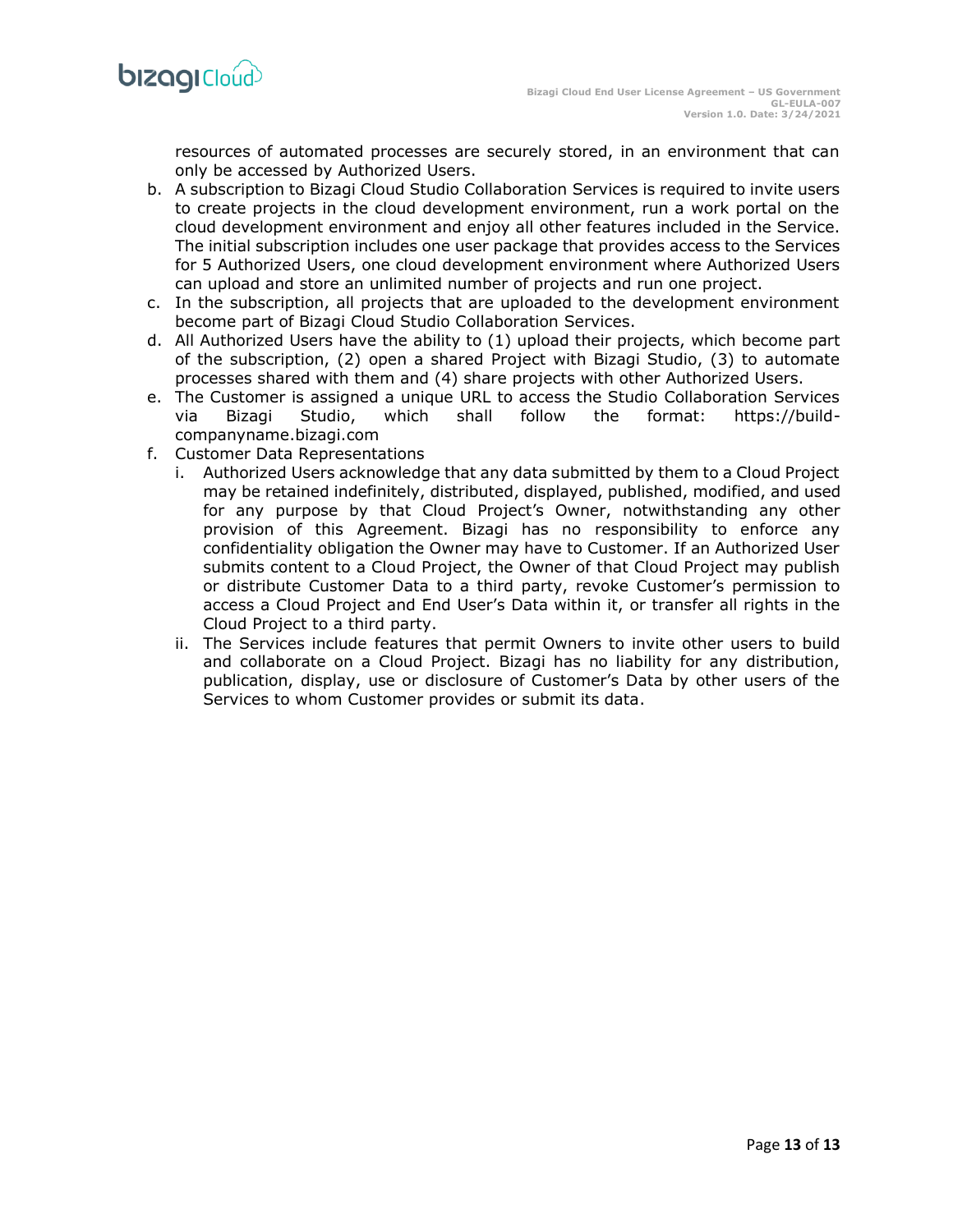resources of automated processes are securely stored, in an environment that can only be accessed by Authorized Users.

b. A subscription to Bizagi Cloud Studio Collaboration Services is required to invite users to create projects in the cloud development environment, run a work portal on the cloud development environment and enjoy all other features included in the Service. The initial subscription includes one user package that provides access to the Services for 5 Authorized Users, one cloud development environment where Authorized Users can upload and store an unlimited number of projects and run one project.
c. In the subscription, all projects that are uploaded to the development environment become part of Bizagi Cloud Studio Collaboration Services.
d. All Authorized Users have the ability to (1) upload their projects, which become part of the subscription, (2) open a shared Project with Bizagi Studio, (3) to automate processes shared with them and (4) share projects with other Authorized Users.
e. The Customer is assigned a unique URL to access the Studio Collaboration Services via Bizagi Studio, which shall follow the format: https://build-companyname.bizagi.com
f. Customer Data Representations
   i. Authorized Users acknowledge that any data submitted by them to a Cloud Project may be retained indefinitely, distributed, displayed, published, modified, and used for any purpose by that Cloud Project's Owner, notwithstanding any other provision of this Agreement. Bizagi has no responsibility to enforce any confidentiality obligation the Owner may have to Customer. If an Authorized User submits content to a Cloud Project, the Owner of that Cloud Project may publish or distribute Customer Data to a third party, revoke Customer's permission to access a Cloud Project and End User's Data within it, or transfer all rights in the Cloud Project to a third party.
   ii. The Services include features that permit Owners to invite other users to build and collaborate on a Cloud Project. Bizagi has no liability for any distribution, publication, display, use or disclosure of Customer's Data by other users of the Services to whom Customer provides or submit its data.